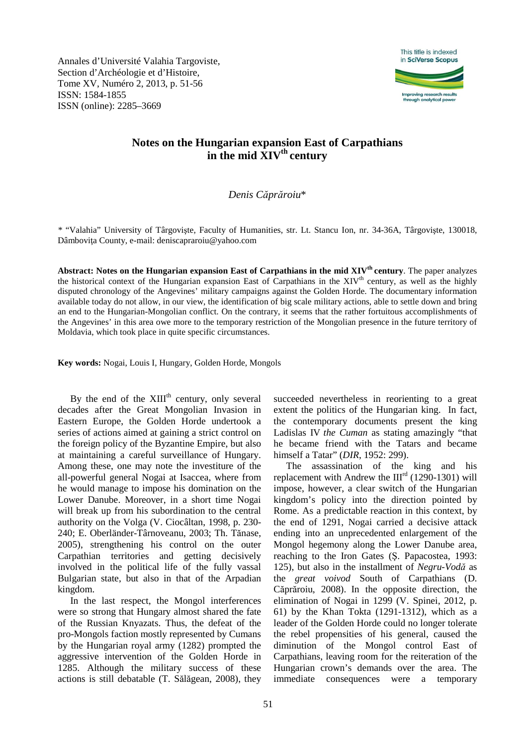Annales d'Université Valahia Targoviste,
Section d'Archéologie et d'Histoire,
Tome XV, Numéro 2, 2013, p. 51-56
ISSN: 1584-1855
ISSN (online): 2285–3669

# Notes on the Hungarian expansion East of Carpathians in the mid XIV[th] century

*Denis Căprăroiu\**

\* "Valahia" University of Târgovişte, Faculty of Humanities, str. Lt. Stancu Ion, nr. 34-36A, Târgovişte, 130018, Dâmboviţa County, e-mail: deniscapraroiu@yahoo.com

**Abstract: Notes on the Hungarian expansion East of Carpathians in the mid XIV[th] century**. The paper analyzes the historical context of the Hungarian expansion East of Carpathians in the XIV[th] century, as well as the highly disputed chronology of the Angevines' military campaigns against the Golden Horde. The documentary information available today do not allow, in our view, the identification of big scale military actions, able to settle down and bring an end to the Hungarian-Mongolian conflict. On the contrary, it seems that the rather fortuitous accomplishments of the Angevines' in this area owe more to the temporary restriction of the Mongolian presence in the future territory of Moldavia, which took place in quite specific circumstances.

**Key words:** Nogai, Louis I, Hungary, Golden Horde, Mongols

By the end of the XIII[th] century, only several decades after the Great Mongolian Invasion in Eastern Europe, the Golden Horde undertook a series of actions aimed at gaining a strict control on the foreign policy of the Byzantine Empire, but also at maintaining a careful surveillance of Hungary. Among these, one may note the investiture of the all-powerful general Nogai at Isaccea, where from he would manage to impose his domination on the Lower Danube. Moreover, in a short time Nogai will break up from his subordination to the central authority on the Volga (V. Ciocâltan, 1998, p. 230-240; E. Oberländer-Târnoveanu, 2003; Th. Tănase, 2005), strengthening his control on the outer Carpathian territories and getting decisively involved in the political life of the fully vassal Bulgarian state, but also in that of the Arpadian kingdom.

In the last respect, the Mongol interferences were so strong that Hungary almost shared the fate of the Russian Knyazats. Thus, the defeat of the pro-Mongols faction mostly represented by Cumans by the Hungarian royal army (1282) prompted the aggressive intervention of the Golden Horde in 1285. Although the military success of these actions is still debatable (T. Sălăgean, 2008), they succeeded nevertheless in reorienting to a great extent the politics of the Hungarian king. In fact, the contemporary documents present the king Ladislas IV *the Cuman* as stating amazingly "that he became friend with the Tatars and became himself a Tatar" (*DIR*, 1952: 299).

The assassination of the king and his replacement with Andrew the III[rd] (1290-1301) will impose, however, a clear switch of the Hungarian kingdom's policy into the direction pointed by Rome. As a predictable reaction in this context, by the end of 1291, Nogai carried a decisive attack ending into an unprecedented enlargement of the Mongol hegemony along the Lower Danube area, reaching to the Iron Gates (Ş. Papacostea, 1993: 125), but also in the installment of *Negru-Vodă* as the *great voivod* South of Carpathians (D. Căprăroiu, 2008). In the opposite direction, the elimination of Nogai in 1299 (V. Spinei, 2012, p. 61) by the Khan Tokta (1291-1312), which as a leader of the Golden Horde could no longer tolerate the rebel propensities of his general, caused the diminution of the Mongol control East of Carpathians, leaving room for the reiteration of the Hungarian crown's demands over the area. The immediate consequences were a temporary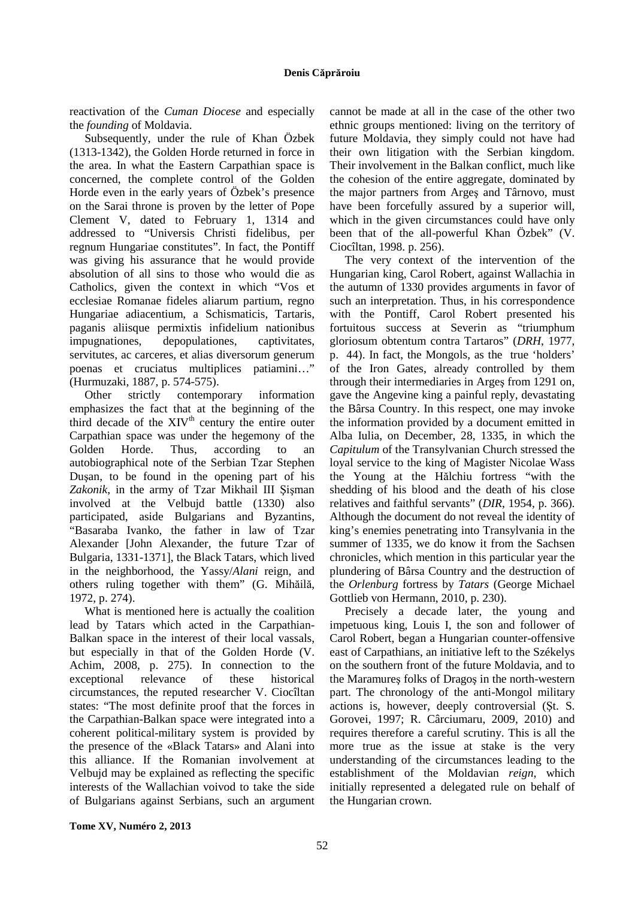reactivation of the *Cuman Diocese* and especially the *founding* of Moldavia.

Subsequently, under the rule of Khan Özbek (1313-1342), the Golden Horde returned in force in the area. In what the Eastern Carpathian space is concerned, the complete control of the Golden Horde even in the early years of Özbek's presence on the Sarai throne is proven by the letter of Pope Clement V, dated to February 1, 1314 and addressed to "Universis Christi fidelibus, per regnum Hungariae constitutes". In fact, the Pontiff was giving his assurance that he would provide absolution of all sins to those who would die as Catholics, given the context in which "Vos et ecclesiae Romanae fideles aliarum partium, regno Hungariae adiacentium, a Schismaticis, Tartaris, paganis aliisque permixtis infidelium nationibus impugnationes, depopulationes, captivitates, servitutes, ac carceres, et alias diversorum generum poenas et cruciatus multiplices patiamini…" (Hurmuzaki, 1887, p. 574-575).

Other strictly contemporary information emphasizes the fact that at the beginning of the third decade of the XIV[th] century the entire outer Carpathian space was under the hegemony of the Golden Horde. Thus, according to an autobiographical note of the Serbian Tzar Stephen Duşan, to be found in the opening part of his *Zakonik*, in the army of Tzar Mikhail III Şişman involved at the Velbujd battle (1330) also participated, aside Bulgarians and Byzantins, "Basaraba Ivanko, the father in law of Tzar Alexander [John Alexander, the future Tzar of Bulgaria, 1331-1371], the Black Tatars, which lived in the neighborhood, the Yassy/*Alani* reign, and others ruling together with them" (G. Mihăilă, 1972, p. 274).

What is mentioned here is actually the coalition lead by Tatars which acted in the Carpathian-Balkan space in the interest of their local vassals, but especially in that of the Golden Horde (V. Achim, 2008, p. 275). In connection to the exceptional relevance of these historical circumstances, the reputed researcher V. Ciocîltan states: "The most definite proof that the forces in the Carpathian-Balkan space were integrated into a coherent political-military system is provided by the presence of the «Black Tatars» and Alani into this alliance. If the Romanian involvement at Velbujd may be explained as reflecting the specific interests of the Wallachian voivod to take the side of Bulgarians against Serbians, such an argument cannot be made at all in the case of the other two ethnic groups mentioned: living on the territory of future Moldavia, they simply could not have had their own litigation with the Serbian kingdom. Their involvement in the Balkan conflict, much like the cohesion of the entire aggregate, dominated by the major partners from Argeş and Târnovo, must have been forcefully assured by a superior will, which in the given circumstances could have only been that of the all-powerful Khan Özbek" (V. Ciocîltan, 1998. p. 256).

The very context of the intervention of the Hungarian king, Carol Robert, against Wallachia in the autumn of 1330 provides arguments in favor of such an interpretation. Thus, in his correspondence with the Pontiff, Carol Robert presented his fortuitous success at Severin as "triumphum gloriosum obtentum contra Tartaros" (*DRH*, 1977, p. 44). In fact, the Mongols, as the true 'holders' of the Iron Gates, already controlled by them through their intermediaries in Argeş from 1291 on, gave the Angevine king a painful reply, devastating the Bârsa Country. In this respect, one may invoke the information provided by a document emitted in Alba Iulia, on December, 28, 1335, in which the *Capitulum* of the Transylvanian Church stressed the loyal service to the king of Magister Nicolae Wass the Young at the Hălchiu fortress "with the shedding of his blood and the death of his close relatives and faithful servants" (*DIR*, 1954, p. 366). Although the document do not reveal the identity of king's enemies penetrating into Transylvania in the summer of 1335, we do know it from the Sachsen chronicles, which mention in this particular year the plundering of Bârsa Country and the destruction of the *Orlenburg* fortress by *Tatars* (George Michael Gottlieb von Hermann, 2010, p. 230).

Precisely a decade later, the young and impetuous king, Louis I, the son and follower of Carol Robert, began a Hungarian counter-offensive east of Carpathians, an initiative left to the Székelys on the southern front of the future Moldavia, and to the Maramureş folks of Dragoş in the north-western part. The chronology of the anti-Mongol military actions is, however, deeply controversial (Şt. S. Gorovei, 1997; R. Cârciumaru, 2009, 2010) and requires therefore a careful scrutiny. This is all the more true as the issue at stake is the very understanding of the circumstances leading to the establishment of the Moldavian *reign*, which initially represented a delegated rule on behalf of the Hungarian crown.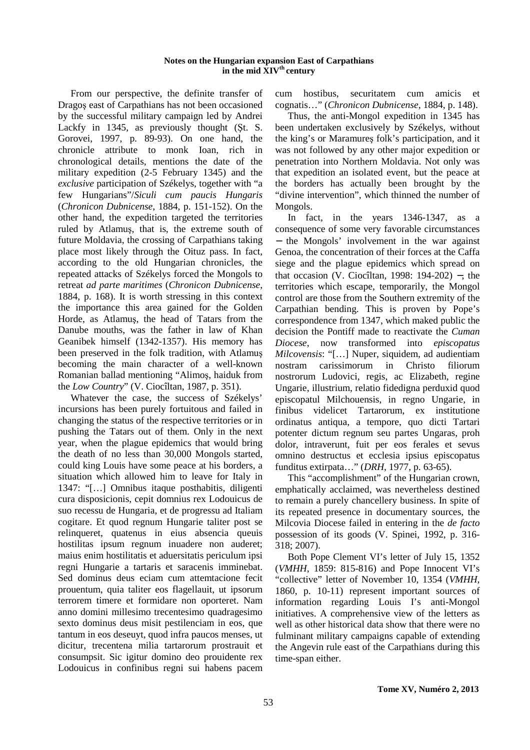From our perspective, the definite transfer of Dragoş east of Carpathians has not been occasioned by the successful military campaign led by Andrei Lackfy in 1345, as previously thought (Şt. S. Gorovei, 1997, p. 89-93). On one hand, the chronicle attribute to monk Ioan, rich in chronological details, mentions the date of the military expedition (2-5 February 1345) and the *exclusive* participation of Székelys, together with "a few Hungarians"/*Siculi cum paucis Hungaris* (*Chronicon Dubnicense*, 1884, p. 151-152). On the other hand, the expedition targeted the territories ruled by Atlamuş, that is, the extreme south of future Moldavia, the crossing of Carpathians taking place most likely through the Oituz pass. In fact, according to the old Hungarian chronicles, the repeated attacks of Székelys forced the Mongols to retreat *ad parte maritimes* (*Chronicon Dubnicense*, 1884, p. 168). It is worth stressing in this context the importance this area gained for the Golden Horde, as Atlamuş, the head of Tatars from the Danube mouths, was the father in law of Khan Geanibek himself (1342-1357). His memory has been preserved in the folk tradition, with Atlamuş becoming the main character of a well-known Romanian ballad mentioning "Alimoş, haiduk from the *Low Country*" (V. Ciocîltan, 1987, p. 351).

Whatever the case, the success of Székelys' incursions has been purely fortuitous and failed in changing the status of the respective territories or in pushing the Tatars out of them. Only in the next year, when the plague epidemics that would bring the death of no less than 30,000 Mongols started, could king Louis have some peace at his borders, a situation which allowed him to leave for Italy in 1347: "[…] Omnibus itaque posthabitis, diligenti cura disposicionis, cepit domnius rex Lodouicus de suo recessu de Hungaria, et de progressu ad Italiam cogitare. Et quod regnum Hungarie taliter post se relinqueret, quatenus in eius absencia queuis hostilitas ipsum regnum inuadere non auderet; maius enim hostilitatis et aduersitatis periculum ipsi regni Hungarie a tartaris et saracenis imminebat. Sed dominus deus eciam cum attemtacione fecit prouentum, quia taliter eos flagellauit, ut ipsorum terrorem timere et formidare non oporteret. Nam anno domini millesimo trecentesimo quadragesimo sexto dominus deus misit pestilenciam in eos, que tantum in eos deseuyt, quod infra paucos menses, ut dicitur, trecentena milia tartarorum prostrauit et consumpsit. Sic igitur domino deo prouidente rex Lodouicus in confinibus regni sui habens pacem cum hostibus, securitatem cum amicis et cognatis…" (*Chronicon Dubnicense*, 1884, p. 148).

Thus, the anti-Mongol expedition in 1345 has been undertaken exclusively by Székelys, without the king's or Maramureş folk's participation, and it was not followed by any other major expedition or penetration into Northern Moldavia. Not only was that expedition an isolated event, but the peace at the borders has actually been brought by the "divine intervention", which thinned the number of Mongols.

In fact, in the years 1346-1347, as a consequence of some very favorable circumstances − the Mongols' involvement in the war against Genoa, the concentration of their forces at the Caffa siege and the plague epidemics which spread on that occasion (V. Ciocîltan, 1998: 194-202) −, the territories which escape, temporarily, the Mongol control are those from the Southern extremity of the Carpathian bending. This is proven by Pope's correspondence from 1347, which maked public the decision the Pontiff made to reactivate the *Cuman Diocese*, now transformed into *episcopatus Milcovensis*: "[…] Nuper, siquidem, ad audientiam nostram carissimorum in Christo filiorum nostrorum Ludovici, regis, ac Elizabeth, regine Ungarie, illustrium, relatio fidedigna perduxid quod episcopatul Milchouensis, in regno Ungarie, in finibus videlicet Tartarorum, ex institutione ordinatus antiqua, a tempore, quo dicti Tartari potenter dictum regnum seu partes Ungaras, proh dolor, intraverunt, fuit per eos ferales et sevus omnino destructus et ecclesia ipsius episcopatus funditus extirpata…" (*DRH*, 1977, p. 63-65).

This "accomplishment" of the Hungarian crown, emphatically acclaimed, was nevertheless destined to remain a purely chancellery business. In spite of its repeated presence in documentary sources, the Milcovia Diocese failed in entering in the *de facto* possession of its goods (V. Spinei, 1992, p. 316-318; 2007).

Both Pope Clement VI's letter of July 15, 1352 (*VMHH*, 1859: 815-816) and Pope Innocent VI's "collective" letter of November 10, 1354 (*VMHH*, 1860, p. 10-11) represent important sources of information regarding Louis I's anti-Mongol initiatives. A comprehensive view of the letters as well as other historical data show that there were no fulminant military campaigns capable of extending the Angevin rule east of the Carpathians during this time-span either.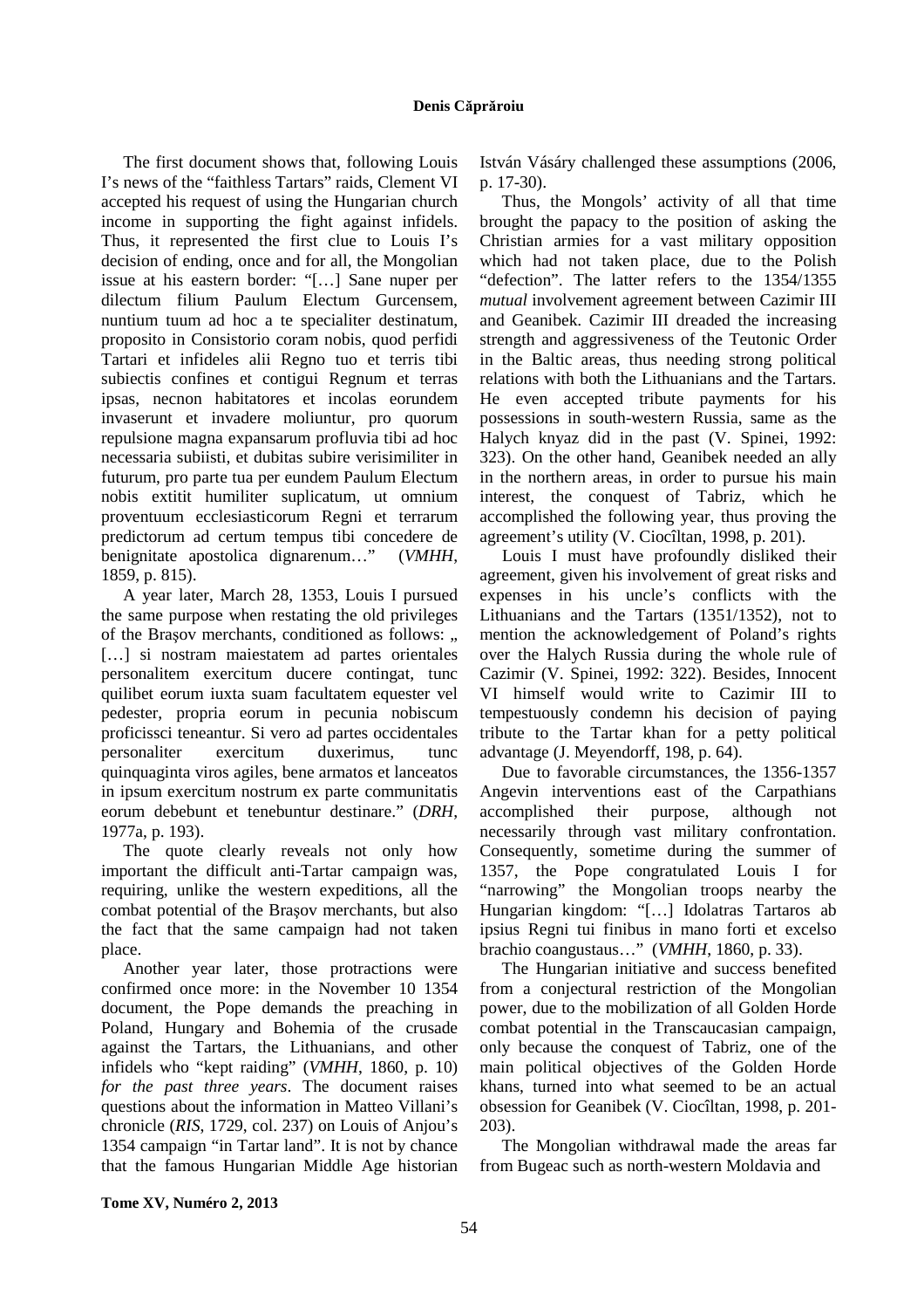The first document shows that, following Louis I's news of the "faithless Tartars" raids, Clement VI accepted his request of using the Hungarian church income in supporting the fight against infidels. Thus, it represented the first clue to Louis I's decision of ending, once and for all, the Mongolian issue at his eastern border: "[…] Sane nuper per dilectum filium Paulum Electum Gurcensem, nuntium tuum ad hoc a te specialiter destinatum, proposito in Consistorio coram nobis, quod perfidi Tartari et infideles alii Regno tuo et terris tibi subiectis confines et contigui Regnum et terras ipsas, necnon habitatores et incolas eorundem invaserunt et invadere moliuntur, pro quorum repulsione magna expansarum profluvia tibi ad hoc necessaria subiisti, et dubitas subire verisimiliter in futurum, pro parte tua per eundem Paulum Electum nobis extitit humiliter supplicatum, ut omnium proventuum ecclesiasticorum Regni et terrarum predictorum ad certum tempus tibi concedere de benignitate apostolica dignarenum…" (*VMHH*, 1859, p. 815).

A year later, March 28, 1353, Louis I pursued the same purpose when restating the old privileges of the Brașov merchants, conditioned as follows: „ […] si nostram maiestatem ad partes orientales personalitem exercitum ducere contingat, tunc quilibet eorum iuxta suam facultatem equester vel pedester, propria eorum in pecunia nobiscum proficissci teneantur. Si vero ad partes occidentales personaliter exercitum duxerimus, tunc quinquaginta viros agiles, bene armatos et lanceatos in ipsum exercitum nostrum ex parte communitatis eorum debebunt et tenebuntur destinare." (*DRH*, 1977a, p. 193).

The quote clearly reveals not only how important the difficult anti-Tartar campaign was, requiring, unlike the western expeditions, all the combat potential of the Brașov merchants, but also the fact that the same campaign had not taken place.

Another year later, those protractions were confirmed once more: in the November 10 1354 document, the Pope demands the preaching in Poland, Hungary and Bohemia of the crusade against the Tartars, the Lithuanians, and other infidels who "kept raiding" (*VMHH*, 1860, p. 10) *for the past three years*. The document raises questions about the information in Matteo Villani's chronicle (*RIS*, 1729, col. 237) on Louis of Anjou's 1354 campaign "in Tartar land". It is not by chance that the famous Hungarian Middle Age historian István Vásáry challenged these assumptions (2006, p. 17-30).

Thus, the Mongols' activity of all that time brought the papacy to the position of asking the Christian armies for a vast military opposition which had not taken place, due to the Polish "defection". The latter refers to the 1354/1355 *mutual* involvement agreement between Cazimir III and Geanibek. Cazimir III dreaded the increasing strength and aggressiveness of the Teutonic Order in the Baltic areas, thus needing strong political relations with both the Lithuanians and the Tartars. He even accepted tribute payments for his possessions in south-western Russia, same as the Halych knyaz did in the past (V. Spinei, 1992: 323). On the other hand, Geanibek needed an ally in the northern areas, in order to pursue his main interest, the conquest of Tabriz, which he accomplished the following year, thus proving the agreement's utility (V. Ciocîltan, 1998, p. 201).

Louis I must have profoundly disliked their agreement, given his involvement of great risks and expenses in his uncle's conflicts with the Lithuanians and the Tartars (1351/1352), not to mention the acknowledgement of Poland's rights over the Halych Russia during the whole rule of Cazimir (V. Spinei, 1992: 322). Besides, Innocent VI himself would write to Cazimir III to tempestuously condemn his decision of paying tribute to the Tartar khan for a petty political advantage (J. Meyendorff, 198, p. 64).

Due to favorable circumstances, the 1356-1357 Angevin interventions east of the Carpathians accomplished their purpose, although not necessarily through vast military confrontation. Consequently, sometime during the summer of 1357, the Pope congratulated Louis I for "narrowing" the Mongolian troops nearby the Hungarian kingdom: "[…] Idolatras Tartaros ab ipsius Regni tui finibus in mano forti et excelso brachio coangustaus…" (*VMHH*, 1860, p. 33).

The Hungarian initiative and success benefited from a conjectural restriction of the Mongolian power, due to the mobilization of all Golden Horde combat potential in the Transcaucasian campaign, only because the conquest of Tabriz, one of the main political objectives of the Golden Horde khans, turned into what seemed to be an actual obsession for Geanibek (V. Ciocîltan, 1998, p. 201-203).

The Mongolian withdrawal made the areas far from Bugeac such as north-western Moldavia and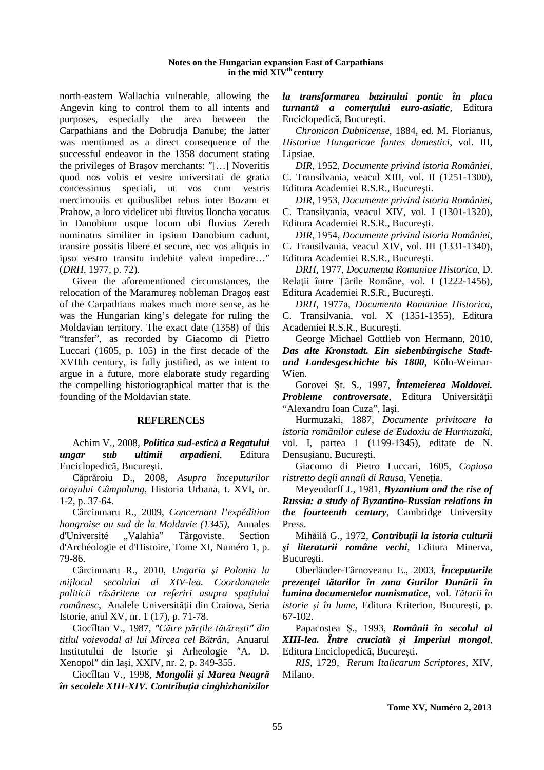north-eastern Wallachia vulnerable, allowing the Angevin king to control them to all intents and purposes, especially the area between the Carpathians and the Dobrudja Danube; the latter was mentioned as a direct consequence of the successful endeavor in the 1358 document stating the privileges of Brașov merchants: ″[…] Noveritis quod nos vobis et vestre universitati de gratia concessimus speciali, ut vos cum vestris mercimoniis et quibuslibet rebus inter Bozam et Prahow, a loco videlicet ubi fluvius Iloncha vocatus in Danobium usque locum ubi fluvius Zereth nominatus similiter in ipsium Danobium cadunt, transire possitis libere et secure, nec vos aliquis in ipso vestro transitu indebite valeat impedire…″ (*DRH*, 1977, p. 72).

Given the aforementioned circumstances, the relocation of the Maramureş nobleman Dragoş east of the Carpathians makes much more sense, as he was the Hungarian king's delegate for ruling the Moldavian territory. The exact date (1358) of this "transfer", as recorded by Giacomo di Pietro Luccari (1605, p. 105) in the first decade of the XVIIth century, is fully justified, as we intent to argue in a future, more elaborate study regarding the compelling historiographical matter that is the founding of the Moldavian state.

## REFERENCES

Achim V., 2008, ***Politica sud-estică a Regatului ungar sub ultimii arpadieni***, Editura Enciclopedică, Bucureşti.

Căprăroiu D., 2008, *Asupra începuturilor oraşului Câmpulung*, Historia Urbana, t. XVI, nr. 1-2, p. 37-64.

Cârciumaru R., 2009, *Concernant l'expédition hongroise au sud de la Moldavie (1345)*, Annales d'Université „Valahia" Târgoviste. Section d'Archéologie et d'Histoire, Tome XI, Numéro 1, p. 79-86.

Cârciumaru R., 2010, *Ungaria şi Polonia la mijlocul secolului al XIV-lea. Coordonatele politicii răsăritene cu referiri asupra spaţiului românesc*, Analele Universităţii din Craiova, Seria Istorie, anul XV, nr. 1 (17), p. 71-78.

Ciocîltan V., 1987, *″Către părţile tătăreşti″ din titlul voievodal al lui Mircea cel Bătrân*, Anuarul Institutului de Istorie şi Arheologie ″A. D. Xenopol″ din Iaşi, XXIV, nr. 2, p. 349-355.

Ciocîltan V., 1998, ***Mongolii şi Marea Neagră în secolele XIII-XIV. Contribuţia cinghizhanizilor la transformarea bazinului pontic în placa turnantă a comerţului euro-asiatic***, Editura Enciclopedică, Bucureşti.

*Chronicon Dubnicense*, 1884, ed. M. Florianus, *Historiae Hungaricae fontes domestici*, vol. III, Lipsiae.

*DIR*, 1952, *Documente privind istoria României*, C. Transilvania, veacul XIII, vol. II (1251-1300), Editura Academiei R.S.R., Bucureşti.

*DIR*, 1953, *Documente privind istoria României*, C. Transilvania, veacul XIV, vol. I (1301-1320), Editura Academiei R.S.R., Bucureşti.

*DIR*, 1954, *Documente privind istoria României*, C. Transilvania, veacul XIV, vol. III (1331-1340), Editura Academiei R.S.R., Bucureşti.

*DRH*, 1977, *Documenta Romaniae Historica*, D. Relaţii între Ţările Române, vol. I (1222-1456), Editura Academiei R.S.R., Bucureşti.

*DRH*, 1977a, *Documenta Romaniae Historica*, C. Transilvania, vol. X (1351-1355), Editura Academiei R.S.R., Bucureşti.

George Michael Gottlieb von Hermann, 2010, ***Das alte Kronstadt. Ein siebenbürgische Stadt- und Landesgeschichte bis 1800***, Köln-Weimar-Wien.

Gorovei Şt. S., 1997, ***Întemeierea Moldovei. Probleme controversate***, Editura Universităţii "Alexandru Ioan Cuza", Iaşi.

Hurmuzaki, 1887, *Documente privitoare la istoria românilor culese de Eudoxiu de Hurmuzaki*, vol. I, partea 1 (1199-1345), editate de N. Densuşianu, Bucureşti.

Giacomo di Pietro Luccari, 1605, *Copioso ristretto degli annali di Rausa*, Veneţia.

Meyendorff J., 1981, ***Byzantium and the rise of Russia: a study of Byzantino-Russian relations in the fourteenth century***, Cambridge University Press.

Mihăilă G., 1972, ***Contribuţii la istoria culturii şi literaturii române vechi***, Editura Minerva, Bucureşti.

Oberländer-Târnoveanu E., 2003, ***Începuturile prezenţei tătarilor în zona Gurilor Dunării în lumina documentelor numismatice***, vol. *Tătarii în istorie şi în lume*, Editura Kriterion, Bucureşti, p. 67-102.

Papacostea Ş., 1993, ***Românii în secolul al XIII-lea. Între cruciată şi Imperiul mongol***, Editura Enciclopedică, Bucureşti.

*RIS*, 1729, *Rerum Italicarum Scriptores*, XIV, Milano.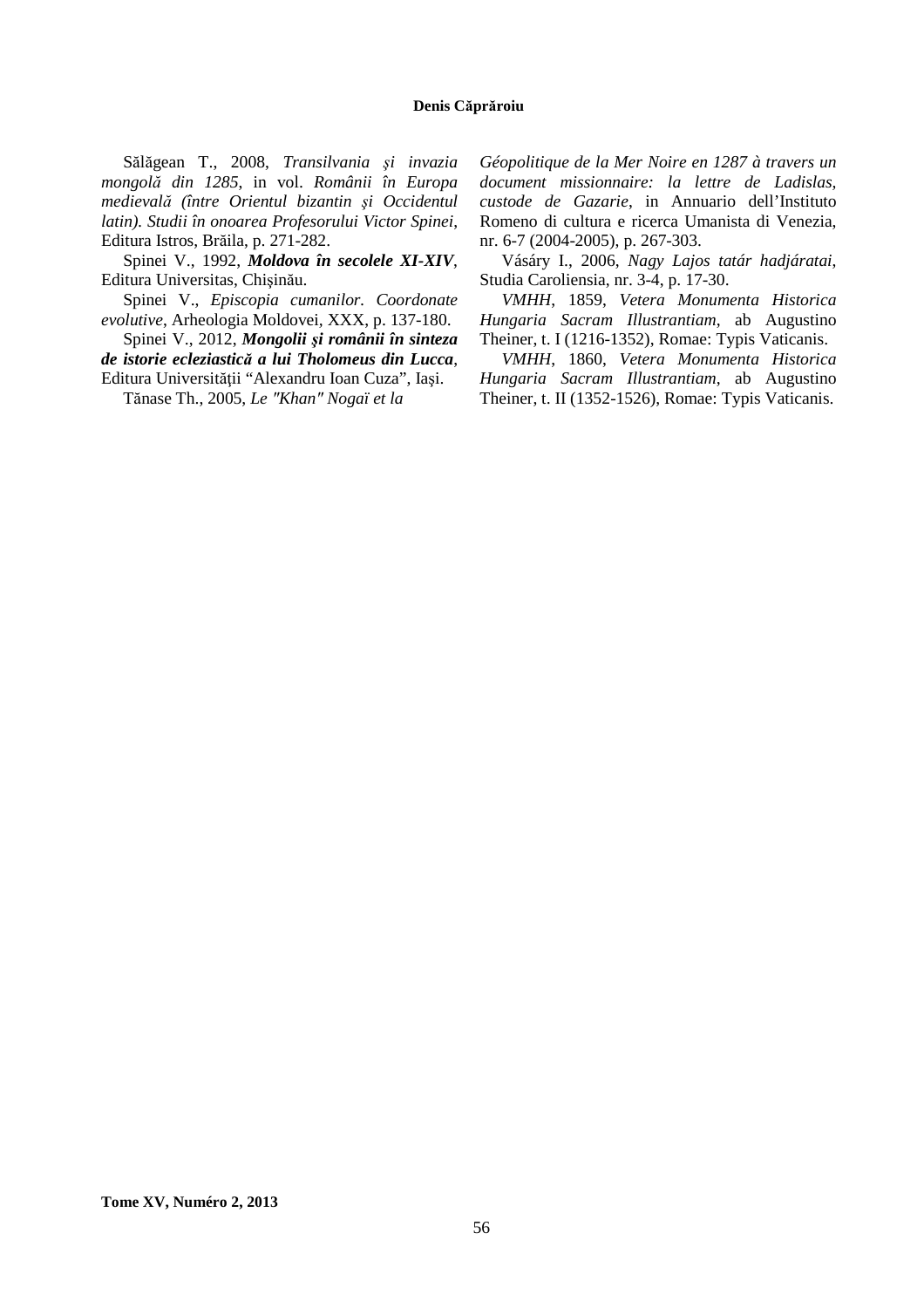Sălăgean T., 2008, *Transilvania și invazia mongolă din 1285*, in vol. *Românii în Europa medievală (între Orientul bizantin şi Occidentul latin). Studii în onoarea Profesorului Victor Spinei*, Editura Istros, Brăila, p. 271-282.

Spinei V., 1992, ***Moldova în secolele XI-XIV***, Editura Universitas, Chișinău.

Spinei V., *Episcopia cumanilor. Coordonate evolutive*, Arheologia Moldovei, XXX, p. 137-180.

Spinei V., 2012, ***Mongolii şi românii în sinteza de istorie ecleziastică a lui Tholomeus din Lucca***, Editura Universităţii "Alexandru Ioan Cuza", Iaşi.

Tănase Th., 2005, *Le "Khan" Nogaï et la Géopolitique de la Mer Noire en 1287 à travers un document missionnaire: la lettre de Ladislas, custode de Gazarie*, in Annuario dell'Instituto Romeno di cultura e ricerca Umanista di Venezia, nr. 6-7 (2004-2005), p. 267-303.

Vásáry I., 2006, *Nagy Lajos tatár hadjáratai*, Studia Caroliensia, nr. 3-4, p. 17-30.

*VMHH*, 1859, *Vetera Monumenta Historica Hungaria Sacram Illustrantiam*, ab Augustino Theiner, t. I (1216-1352), Romae: Typis Vaticanis.

*VMHH*, 1860, *Vetera Monumenta Historica Hungaria Sacram Illustrantiam*, ab Augustino Theiner, t. II (1352-1526), Romae: Typis Vaticanis.